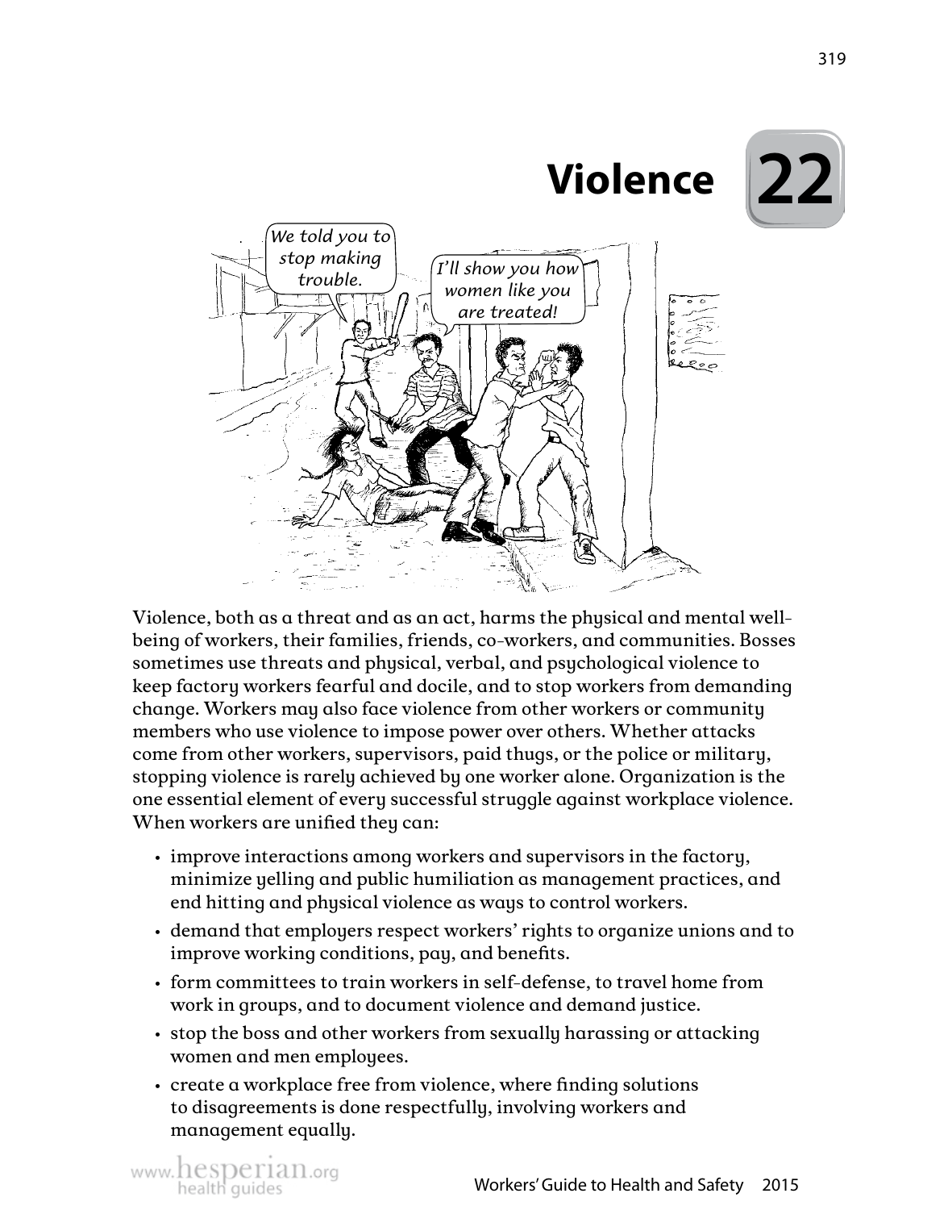# 22 Violence

Violence, both as a threat and as an act, harms the physical and mental well-being of workers, their families, friends, co-workers, and communities. Bosses sometimes use threats and physical, verbal, and psychological violence to keep factory workers fearful and docile, and to stop workers from demanding change. Workers may also face violence from other workers or community members who use violence to impose power over others. Whether attacks come from other workers, supervisors, paid thugs, or the police or military, stopping violence is rarely achieved by one worker alone. Organization is the one essential element of every successful struggle against workplace violence. When workers are unified they can:

- improve interactions among workers and supervisors in the factory, minimize yelling and public humiliation as management practices, and end hitting and physical violence as ways to control workers.
- demand that employers respect workers' rights to organize unions and to improve working conditions, pay, and benefits.
- form committees to train workers in self-defense, to travel home from work in groups, and to document violence and demand justice.
- stop the boss and other workers from sexually harassing or attacking women and men employees.
- create a workplace free from violence, where finding solutions to disagreements is done respectfully, involving workers and management equally.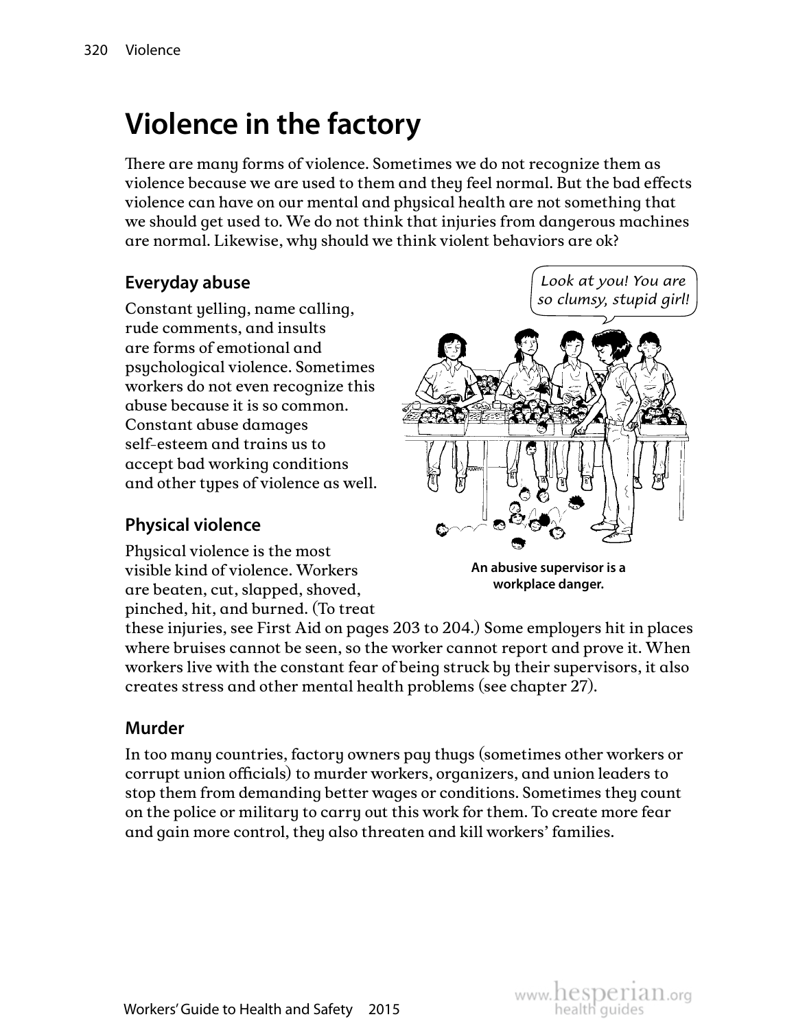# Violence in the factory

There are many forms of violence. Sometimes we do not recognize them as violence because we are used to them and they feel normal. But the bad effects violence can have on our mental and physical health are not something that we should get used to. We do not think that injuries from dangerous machines are normal. Likewise, why should we think violent behaviors are ok?

## Everyday abuse

Constant yelling, name calling, rude comments, and insults are forms of emotional and psychological violence. Sometimes workers do not even recognize this abuse because it is so common. Constant abuse damages self-esteem and trains us to accept bad working conditions and other types of violence as well.

**An abusive supervisor is a workplace danger.**

## Physical violence

Physical violence is the most visible kind of violence. Workers are beaten, cut, slapped, shoved, pinched, hit, and burned. (To treat these injuries, see First Aid on pages 203 to 204.) Some employers hit in places where bruises cannot be seen, so the worker cannot report and prove it. When workers live with the constant fear of being struck by their supervisors, it also creates stress and other mental health problems (see chapter 27).

## Murder

In too many countries, factory owners pay thugs (sometimes other workers or corrupt union officials) to murder workers, organizers, and union leaders to stop them from demanding better wages or conditions. Sometimes they count on the police or military to carry out this work for them. To create more fear and gain more control, they also threaten and kill workers' families.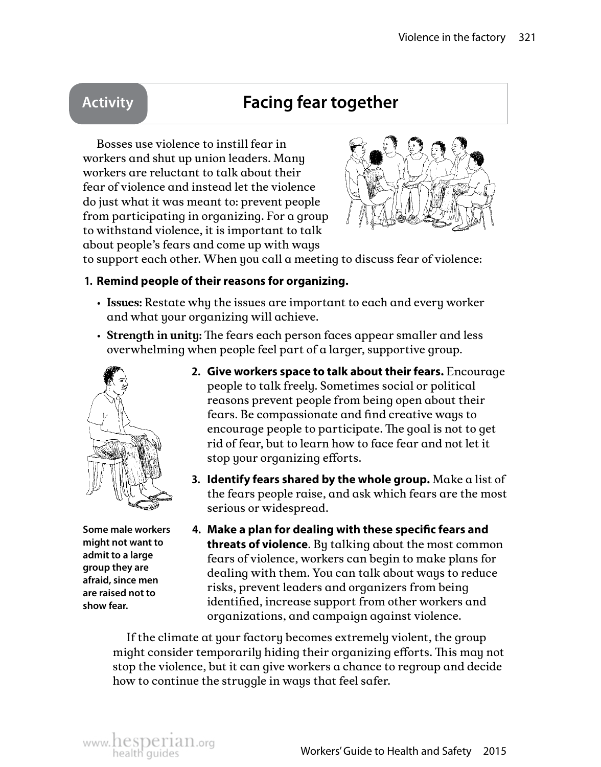## Activity: Facing fear together

Bosses use violence to instill fear in workers and shut up union leaders. Many workers are reluctant to talk about their fear of violence and instead let the violence do just what it was meant to: prevent people from participating in organizing. For a group to withstand violence, it is important to talk about people's fears and come up with ways to support each other. When you call a meeting to discuss fear of violence:

1. **Remind people of their reasons for organizing.**
   - **Issues:** Restate why the issues are important to each and every worker and what your organizing will achieve.
   - **Strength in unity:** The fears each person faces appear smaller and less overwhelming when people feel part of a larger, supportive group.
2. **Give workers space to talk about their fears.** Encourage people to talk freely. Sometimes social or political reasons prevent people from being open about their fears. Be compassionate and find creative ways to encourage people to participate. The goal is not to get rid of fear, but to learn how to face fear and not let it stop your organizing efforts.
3. **Identify fears shared by the whole group.** Make a list of the fears people raise, and ask which fears are the most serious or widespread.
4. **Make a plan for dealing with these specific fears and threats of violence**. By talking about the most common fears of violence, workers can begin to make plans for dealing with them. You can talk about ways to reduce risks, prevent leaders and organizers from being identified, increase support from other workers and organizations, and campaign against violence.

**Some male workers might not want to admit to a large group they are afraid, since men are raised not to show fear.**

If the climate at your factory becomes extremely violent, the group might consider temporarily hiding their organizing efforts. This may not stop the violence, but it can give workers a chance to regroup and decide how to continue the struggle in ways that feel safer.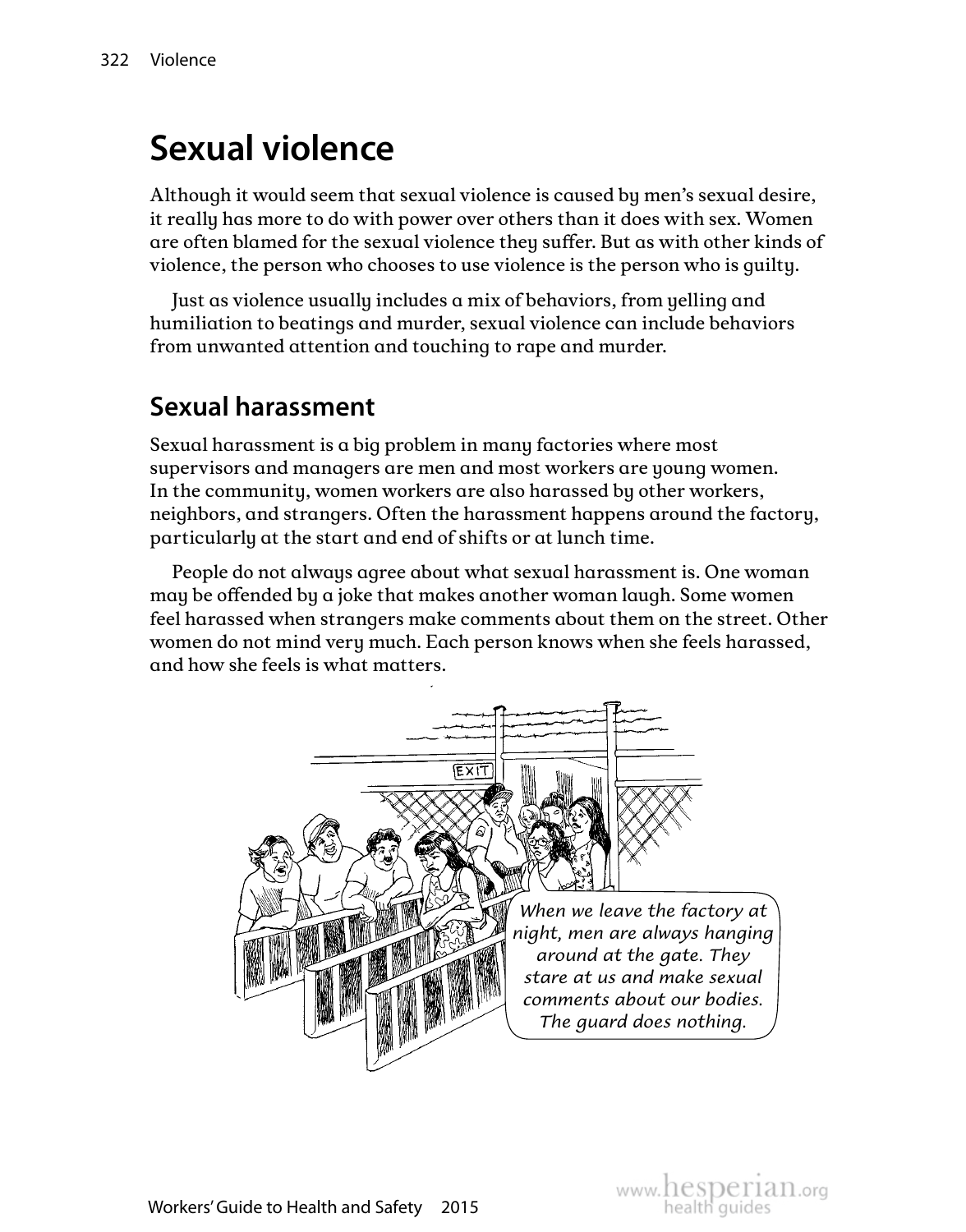# Sexual violence

Although it would seem that sexual violence is caused by men's sexual desire, it really has more to do with power over others than it does with sex. Women are often blamed for the sexual violence they suffer. But as with other kinds of violence, the person who chooses to use violence is the person who is guilty.

Just as violence usually includes a mix of behaviors, from yelling and humiliation to beatings and murder, sexual violence can include behaviors from unwanted attention and touching to rape and murder.

## Sexual harassment

Sexual harassment is a big problem in many factories where most supervisors and managers are men and most workers are young women. In the community, women workers are also harassed by other workers, neighbors, and strangers. Often the harassment happens around the factory, particularly at the start and end of shifts or at lunch time.

People do not always agree about what sexual harassment is. One woman may be offended by a joke that makes another woman laugh. Some women feel harassed when strangers make comments about them on the street. Other women do not mind very much. Each person knows when she feels harassed, and how she feels is what matters.

*When we leave the factory at night, men are always hanging around at the gate. They stare at us and make sexual comments about our bodies. The guard does nothing.*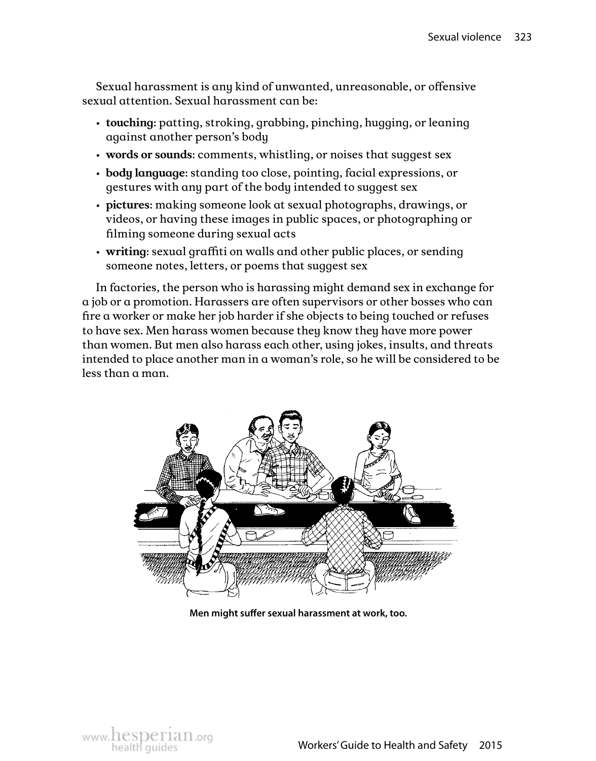Sexual harassment is any kind of unwanted, unreasonable, or offensive sexual attention. Sexual harassment can be:

- **touching**: patting, stroking, grabbing, pinching, hugging, or leaning against another person's body
- **words or sounds**: comments, whistling, or noises that suggest sex
- **body language**: standing too close, pointing, facial expressions, or gestures with any part of the body intended to suggest sex
- **pictures**: making someone look at sexual photographs, drawings, or videos, or having these images in public spaces, or photographing or filming someone during sexual acts
- **writing**: sexual graffiti on walls and other public places, or sending someone notes, letters, or poems that suggest sex

In factories, the person who is harassing might demand sex in exchange for a job or a promotion. Harassers are often supervisors or other bosses who can fire a worker or make her job harder if she objects to being touched or refuses to have sex. Men harass women because they know they have more power than women. But men also harass each other, using jokes, insults, and threats intended to place another man in a woman's role, so he will be considered to be less than a man.

**Men might suffer sexual harassment at work, too.**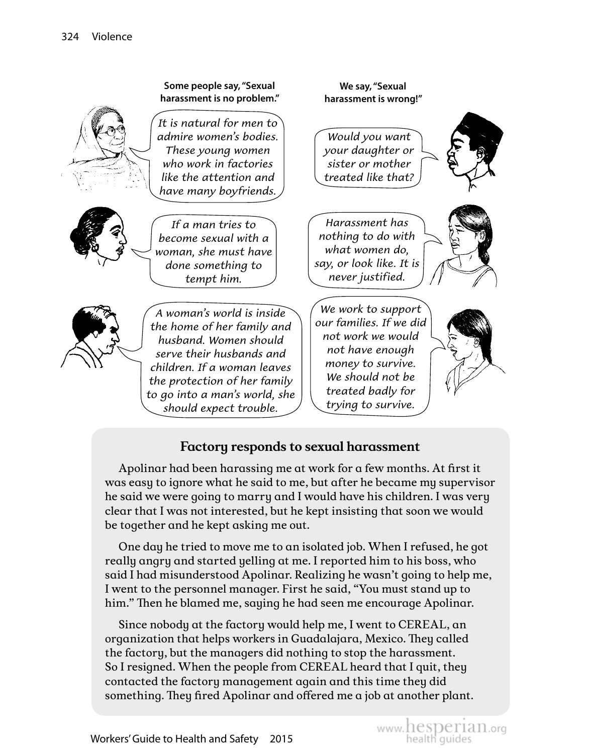**Some people say, "Sexual harassment is no problem."**

**We say, "Sexual harassment is wrong!"**

*It is natural for men to admire women's bodies. These young women who work in factories like the attention and have many boyfriends.*

*Would you want your daughter or sister or mother treated like that?*

*If a man tries to become sexual with a woman, she must have done something to tempt him.*

*Harassment has nothing to do with what women do, say, or look like. It is never justified.*

*A woman's world is inside the home of her family and husband. Women should serve their husbands and children. If a woman leaves the protection of her family to go into a man's world, she should expect trouble.*

*We work to support our families. If we did not work we would not have enough money to survive. We should not be treated badly for trying to survive.*

## Factory responds to sexual harassment

Apolinar had been harassing me at work for a few months. At first it was easy to ignore what he said to me, but after he became my supervisor he said we were going to marry and I would have his children. I was very clear that I was not interested, but he kept insisting that soon we would be together and he kept asking me out.

One day he tried to move me to an isolated job. When I refused, he got really angry and started yelling at me. I reported him to his boss, who said I had misunderstood Apolinar. Realizing he wasn't going to help me, I went to the personnel manager. First he said, "You must stand up to him." Then he blamed me, saying he had seen me encourage Apolinar.

Since nobody at the factory would help me, I went to CEREAL, an organization that helps workers in Guadalajara, Mexico. They called the factory, but the managers did nothing to stop the harassment. So I resigned. When the people from CEREAL heard that I quit, they contacted the factory management again and this time they did something. They fired Apolinar and offered me a job at another plant.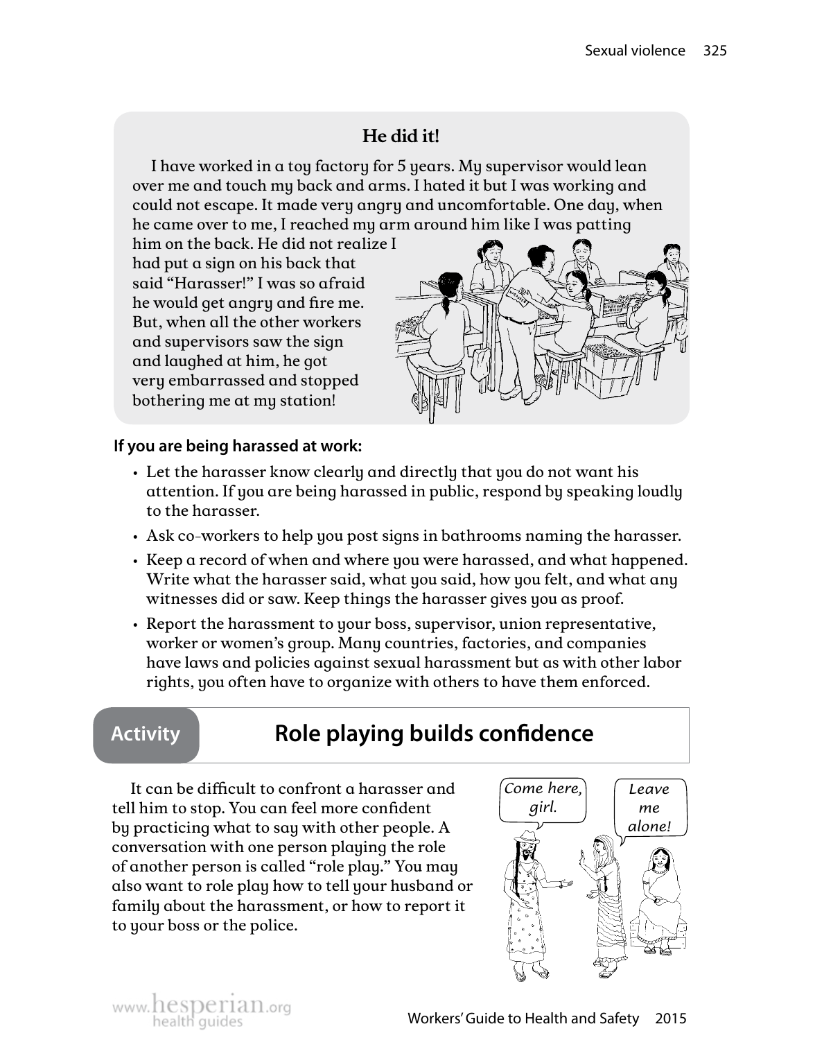### He did it!

I have worked in a toy factory for 5 years. My supervisor would lean over me and touch my back and arms. I hated it but I was working and could not escape. It made very angry and uncomfortable. One day, when he came over to me, I reached my arm around him like I was patting him on the back. He did not realize I had put a sign on his back that said "Harasser!" I was so afraid he would get angry and fire me. But, when all the other workers and supervisors saw the sign and laughed at him, he got very embarrassed and stopped bothering me at my station!

**If you are being harassed at work:**

- Let the harasser know clearly and directly that you do not want his attention. If you are being harassed in public, respond by speaking loudly to the harasser.
- Ask co-workers to help you post signs in bathrooms naming the harasser.
- Keep a record of when and where you were harassed, and what happened. Write what the harasser said, what you said, how you felt, and what any witnesses did or saw. Keep things the harasser gives you as proof.
- Report the harassment to your boss, supervisor, union representative, worker or women's group. Many countries, factories, and companies have laws and policies against sexual harassment but as with other labor rights, you often have to organize with others to have them enforced.

## Activity: Role playing builds confidence

It can be difficult to confront a harasser and tell him to stop. You can feel more confident by practicing what to say with other people. A conversation with one person playing the role of another person is called "role play." You may also want to role play how to tell your husband or family about the harassment, or how to report it to your boss or the police.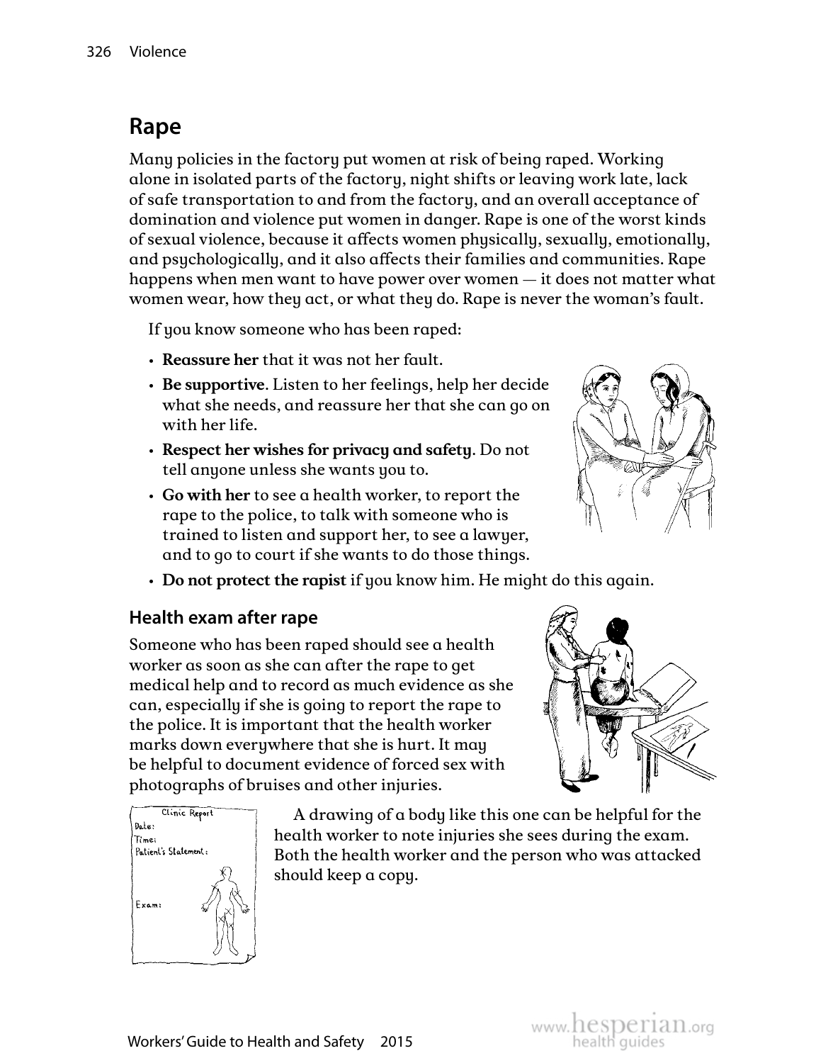## Rape

Many policies in the factory put women at risk of being raped. Working alone in isolated parts of the factory, night shifts or leaving work late, lack of safe transportation to and from the factory, and an overall acceptance of domination and violence put women in danger. Rape is one of the worst kinds of sexual violence, because it affects women physically, sexually, emotionally, and psychologically, and it also affects their families and communities. Rape happens when men want to have power over women — it does not matter what women wear, how they act, or what they do. Rape is never the woman's fault.

If you know someone who has been raped:

- **Reassure her** that it was not her fault.
- **Be supportive**. Listen to her feelings, help her decide what she needs, and reassure her that she can go on with her life.
- **Respect her wishes for privacy and safety**. Do not tell anyone unless she wants you to.
- **Go with her** to see a health worker, to report the rape to the police, to talk with someone who is trained to listen and support her, to see a lawyer, and to go to court if she wants to do those things.
- **Do not protect the rapist** if you know him. He might do this again.

### Health exam after rape

Someone who has been raped should see a health worker as soon as she can after the rape to get medical help and to record as much evidence as she can, especially if she is going to report the rape to the police. It is important that the health worker marks down everywhere that she is hurt. It may be helpful to document evidence of forced sex with photographs of bruises and other injuries.

A drawing of a body like this one can be helpful for the health worker to note injuries she sees during the exam. Both the health worker and the person who was attacked should keep a copy.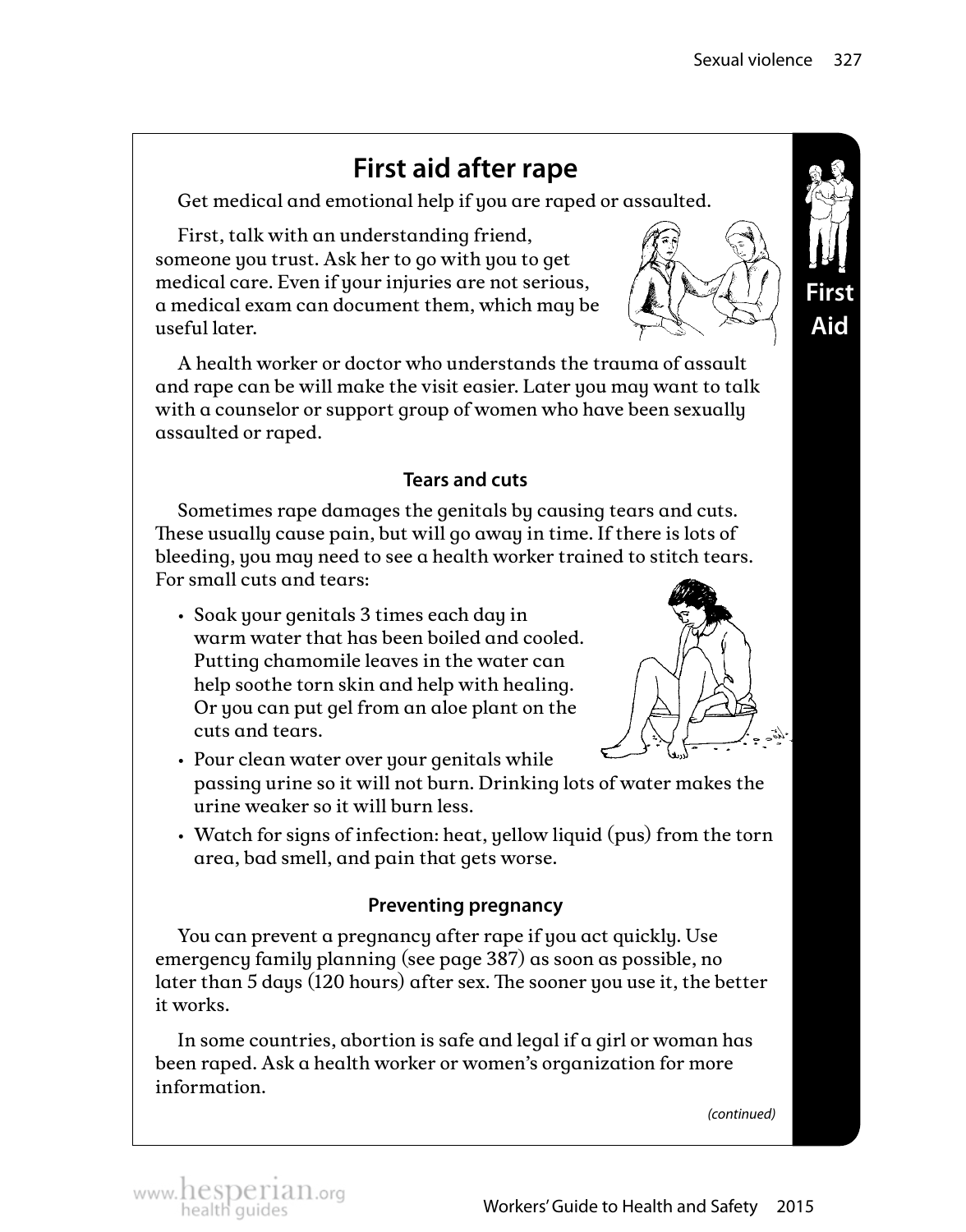# First aid after rape

Get medical and emotional help if you are raped or assaulted.

First, talk with an understanding friend, someone you trust. Ask her to go with you to get medical care. Even if your injuries are not serious, a medical exam can document them, which may be useful later.

A health worker or doctor who understands the trauma of assault and rape can be will make the visit easier. Later you may want to talk with a counselor or support group of women who have been sexually assaulted or raped.

First Aid

### Tears and cuts

Sometimes rape damages the genitals by causing tears and cuts. These usually cause pain, but will go away in time. If there is lots of bleeding, you may need to see a health worker trained to stitch tears. For small cuts and tears:

- Soak your genitals 3 times each day in warm water that has been boiled and cooled. Putting chamomile leaves in the water can help soothe torn skin and help with healing. Or you can put gel from an aloe plant on the cuts and tears.
- Pour clean water over your genitals while passing urine so it will not burn. Drinking lots of water makes the urine weaker so it will burn less.
- Watch for signs of infection: heat, yellow liquid (pus) from the torn area, bad smell, and pain that gets worse.

### Preventing pregnancy

You can prevent a pregnancy after rape if you act quickly. Use emergency family planning (see page 387) as soon as possible, no later than 5 days (120 hours) after sex. The sooner you use it, the better it works.

In some countries, abortion is safe and legal if a girl or woman has been raped. Ask a health worker or women's organization for more information.

*(continued)*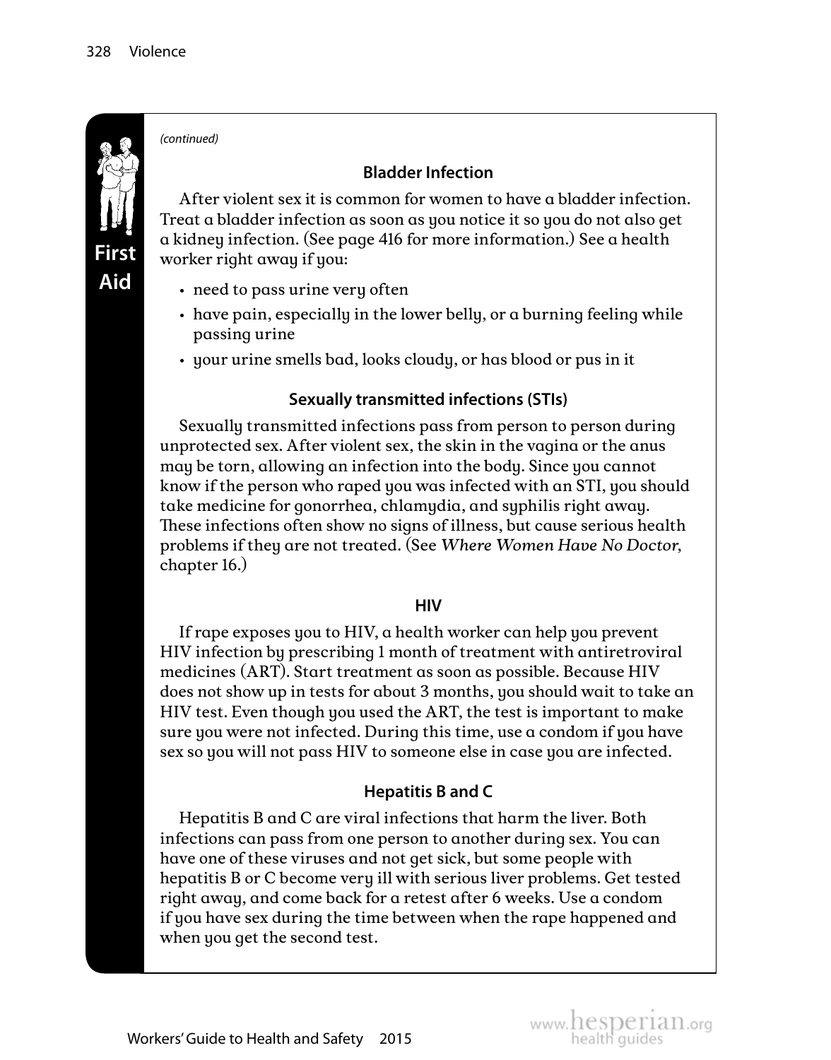*(continued)*

### Bladder Infection

After violent sex it is common for women to have a bladder infection. Treat a bladder infection as soon as you notice it so you do not also get a kidney infection. (See page 416 for more information.) See a health worker right away if you:

- need to pass urine very often
- have pain, especially in the lower belly, or a burning feeling while passing urine
- your urine smells bad, looks cloudy, or has blood or pus in it

### Sexually transmitted infections (STIs)

Sexually transmitted infections pass from person to person during unprotected sex. After violent sex, the skin in the vagina or the anus may be torn, allowing an infection into the body. Since you cannot know if the person who raped you was infected with an STI, you should take medicine for gonorrhea, chlamydia, and syphilis right away. These infections often show no signs of illness, but cause serious health problems if they are not treated. (See *Where Women Have No Doctor*, chapter 16.)

### HIV

If rape exposes you to HIV, a health worker can help you prevent HIV infection by prescribing 1 month of treatment with antiretroviral medicines (ART). Start treatment as soon as possible. Because HIV does not show up in tests for about 3 months, you should wait to take an HIV test. Even though you used the ART, the test is important to make sure you were not infected. During this time, use a condom if you have sex so you will not pass HIV to someone else in case you are infected.

### Hepatitis B and C

Hepatitis B and C are viral infections that harm the liver. Both infections can pass from one person to another during sex. You can have one of these viruses and not get sick, but some people with hepatitis B or C become very ill with serious liver problems. Get tested right away, and come back for a retest after 6 weeks. Use a condom if you have sex during the time between when the rape happened and when you get the second test.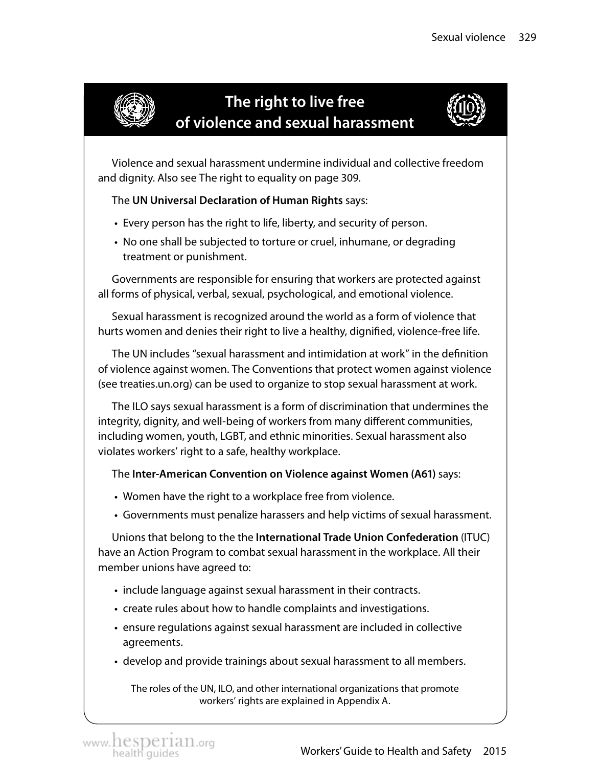## The right to live free of violence and sexual harassment

Violence and sexual harassment undermine individual and collective freedom and dignity. Also see The right to equality on page 309.

The **UN Universal Declaration of Human Rights** says:

- Every person has the right to life, liberty, and security of person.
- No one shall be subjected to torture or cruel, inhumane, or degrading treatment or punishment.

Governments are responsible for ensuring that workers are protected against all forms of physical, verbal, sexual, psychological, and emotional violence.

Sexual harassment is recognized around the world as a form of violence that hurts women and denies their right to live a healthy, dignified, violence-free life.

The UN includes "sexual harassment and intimidation at work" in the definition of violence against women. The Conventions that protect women against violence (see treaties.un.org) can be used to organize to stop sexual harassment at work.

The ILO says sexual harassment is a form of discrimination that undermines the integrity, dignity, and well-being of workers from many different communities, including women, youth, LGBT, and ethnic minorities. Sexual harassment also violates workers' right to a safe, healthy workplace.

The **Inter-American Convention on Violence against Women (A61)** says:

- Women have the right to a workplace free from violence.
- Governments must penalize harassers and help victims of sexual harassment.

Unions that belong to the the **International Trade Union Confederation** (ITUC) have an Action Program to combat sexual harassment in the workplace. All their member unions have agreed to:

- include language against sexual harassment in their contracts.
- create rules about how to handle complaints and investigations.
- ensure regulations against sexual harassment are included in collective agreements.
- develop and provide trainings about sexual harassment to all members.

The roles of the UN, ILO, and other international organizations that promote workers' rights are explained in Appendix A.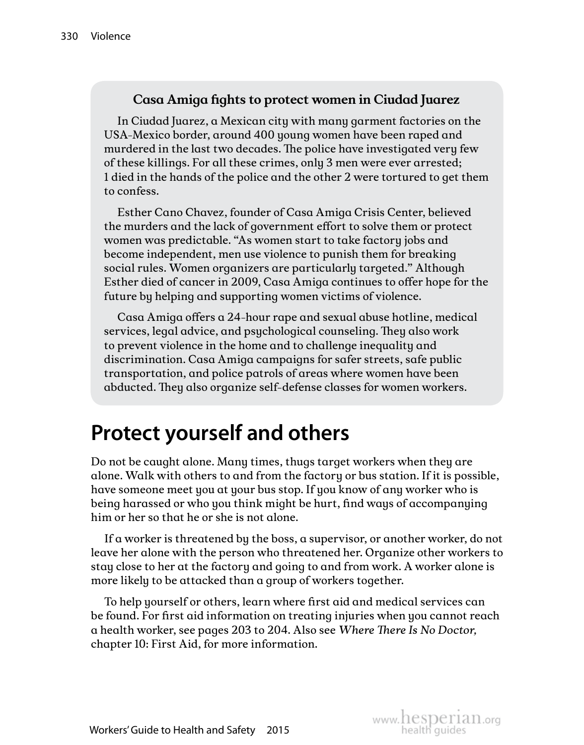### Casa Amiga fights to protect women in Ciudad Juarez

In Ciudad Juarez, a Mexican city with many garment factories on the USA-Mexico border, around 400 young women have been raped and murdered in the last two decades. The police have investigated very few of these killings. For all these crimes, only 3 men were ever arrested; 1 died in the hands of the police and the other 2 were tortured to get them to confess.

Esther Cano Chavez, founder of Casa Amiga Crisis Center, believed the murders and the lack of government effort to solve them or protect women was predictable. "As women start to take factory jobs and become independent, men use violence to punish them for breaking social rules. Women organizers are particularly targeted." Although Esther died of cancer in 2009, Casa Amiga continues to offer hope for the future by helping and supporting women victims of violence.

Casa Amiga offers a 24-hour rape and sexual abuse hotline, medical services, legal advice, and psychological counseling. They also work to prevent violence in the home and to challenge inequality and discrimination. Casa Amiga campaigns for safer streets, safe public transportation, and police patrols of areas where women have been abducted. They also organize self-defense classes for women workers.

## Protect yourself and others

Do not be caught alone. Many times, thugs target workers when they are alone. Walk with others to and from the factory or bus station. If it is possible, have someone meet you at your bus stop. If you know of any worker who is being harassed or who you think might be hurt, find ways of accompanying him or her so that he or she is not alone.

If a worker is threatened by the boss, a supervisor, or another worker, do not leave her alone with the person who threatened her. Organize other workers to stay close to her at the factory and going to and from work. A worker alone is more likely to be attacked than a group of workers together.

To help yourself or others, learn where first aid and medical services can be found. For first aid information on treating injuries when you cannot reach a health worker, see pages 203 to 204. Also see *Where There Is No Doctor,* chapter 10: First Aid, for more information.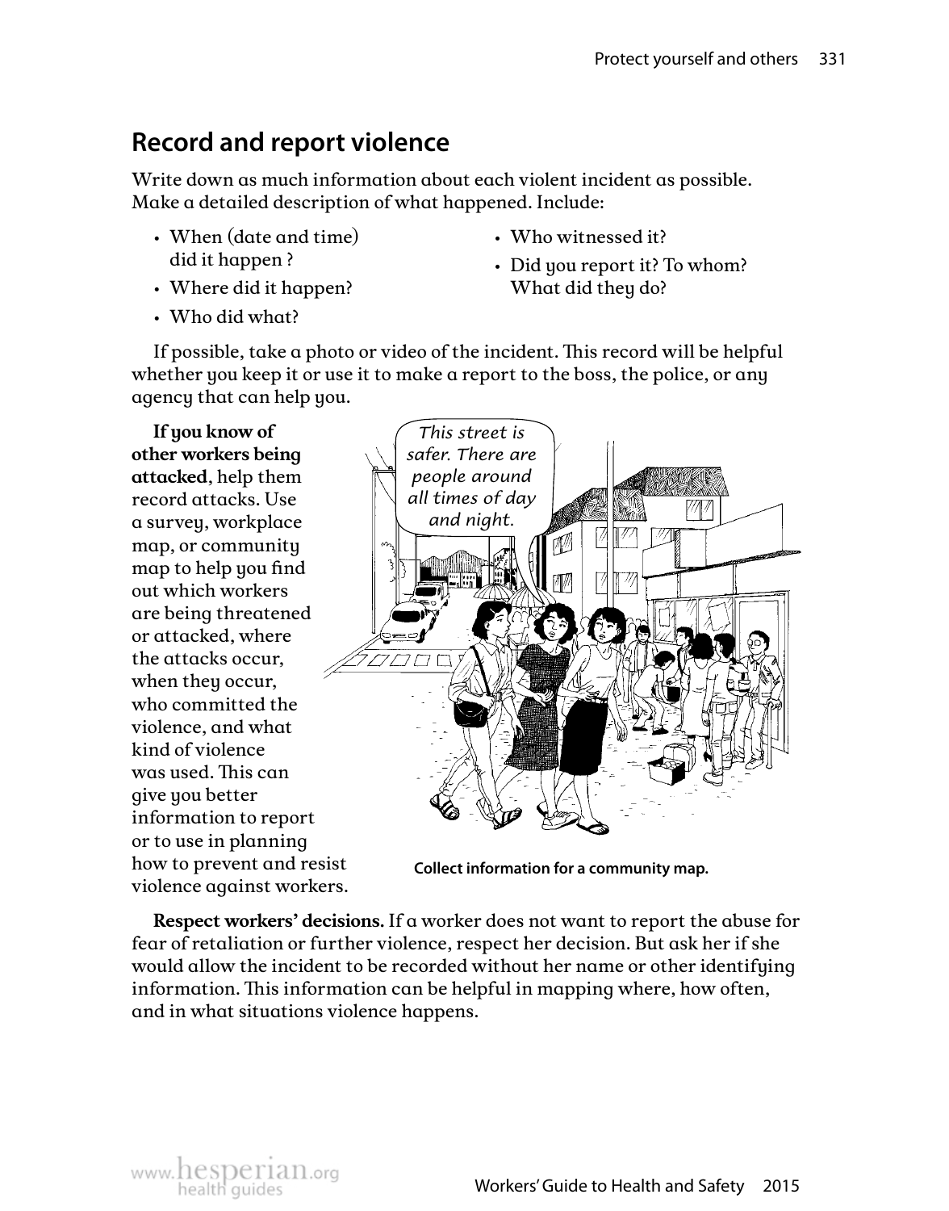## Record and report violence

Write down as much information about each violent incident as possible. Make a detailed description of what happened. Include:

- When (date and time) did it happen ?
- Where did it happen?
- Who did what?
- Who witnessed it?
- Did you report it? To whom? What did they do?

If possible, take a photo or video of the incident. This record will be helpful whether you keep it or use it to make a report to the boss, the police, or any agency that can help you.

**If you know of other workers being attacked**, help them record attacks. Use a survey, workplace map, or community map to help you find out which workers are being threatened or attacked, where the attacks occur, when they occur, who committed the violence, and what kind of violence was used. This can give you better information to report or to use in planning how to prevent and resist violence against workers.

Collect information for a community map.

**Respect workers' decisions.** If a worker does not want to report the abuse for fear of retaliation or further violence, respect her decision. But ask her if she would allow the incident to be recorded without her name or other identifying information. This information can be helpful in mapping where, how often, and in what situations violence happens.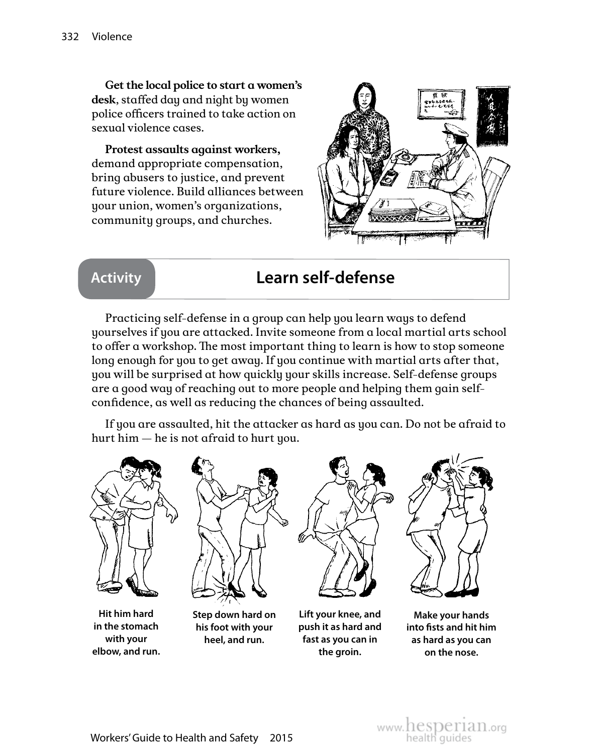**Get the local police to start a women's desk**, staffed day and night by women police officers trained to take action on sexual violence cases.

**Protest assaults against workers,** demand appropriate compensation, bring abusers to justice, and prevent future violence. Build alliances between your union, women's organizations, community groups, and churches.

## Activity: Learn self-defense

Practicing self-defense in a group can help you learn ways to defend yourselves if you are attacked. Invite someone from a local martial arts school to offer a workshop. The most important thing to learn is how to stop someone long enough for you to get away. If you continue with martial arts after that, you will be surprised at how quickly your skills increase. Self-defense groups are a good way of reaching out to more people and helping them gain self-confidence, as well as reducing the chances of being assaulted.

If you are assaulted, hit the attacker as hard as you can. Do not be afraid to hurt him — he is not afraid to hurt you.

**Hit him hard in the stomach with your elbow, and run.**

**Step down hard on his foot with your heel, and run.**

**Lift your knee, and push it as hard and fast as you can in the groin.**

**Make your hands into fists and hit him as hard as you can on the nose.**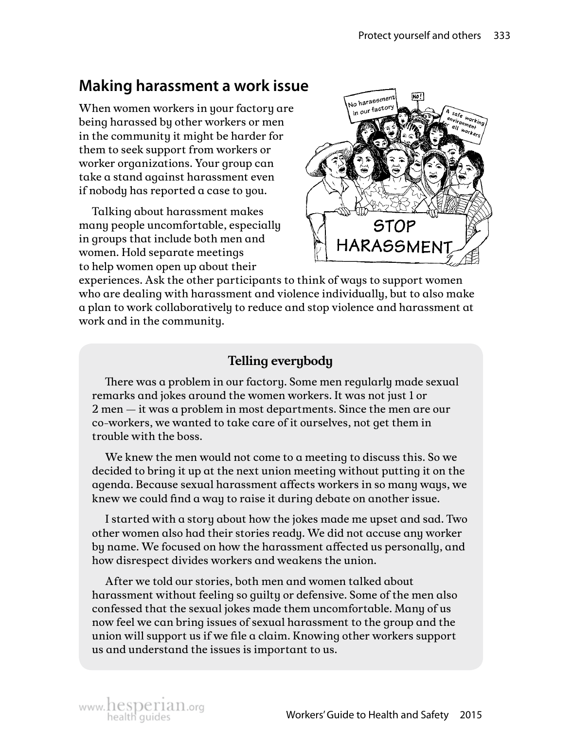## Making harassment a work issue

When women workers in your factory are being harassed by other workers or men in the community it might be harder for them to seek support from workers or worker organizations. Your group can take a stand against harassment even if nobody has reported a case to you.

Talking about harassment makes many people uncomfortable, especially in groups that include both men and women. Hold separate meetings to help women open up about their experiences. Ask the other participants to think of ways to support women who are dealing with harassment and violence individually, but to also make a plan to work collaboratively to reduce and stop violence and harassment at work and in the community.

### Telling everybody

There was a problem in our factory. Some men regularly made sexual remarks and jokes around the women workers. It was not just 1 or 2 men — it was a problem in most departments. Since the men are our co-workers, we wanted to take care of it ourselves, not get them in trouble with the boss.

We knew the men would not come to a meeting to discuss this. So we decided to bring it up at the next union meeting without putting it on the agenda. Because sexual harassment affects workers in so many ways, we knew we could find a way to raise it during debate on another issue.

I started with a story about how the jokes made me upset and sad. Two other women also had their stories ready. We did not accuse any worker by name. We focused on how the harassment affected us personally, and how disrespect divides workers and weakens the union.

After we told our stories, both men and women talked about harassment without feeling so guilty or defensive. Some of the men also confessed that the sexual jokes made them uncomfortable. Many of us now feel we can bring issues of sexual harassment to the group and the union will support us if we file a claim. Knowing other workers support us and understand the issues is important to us.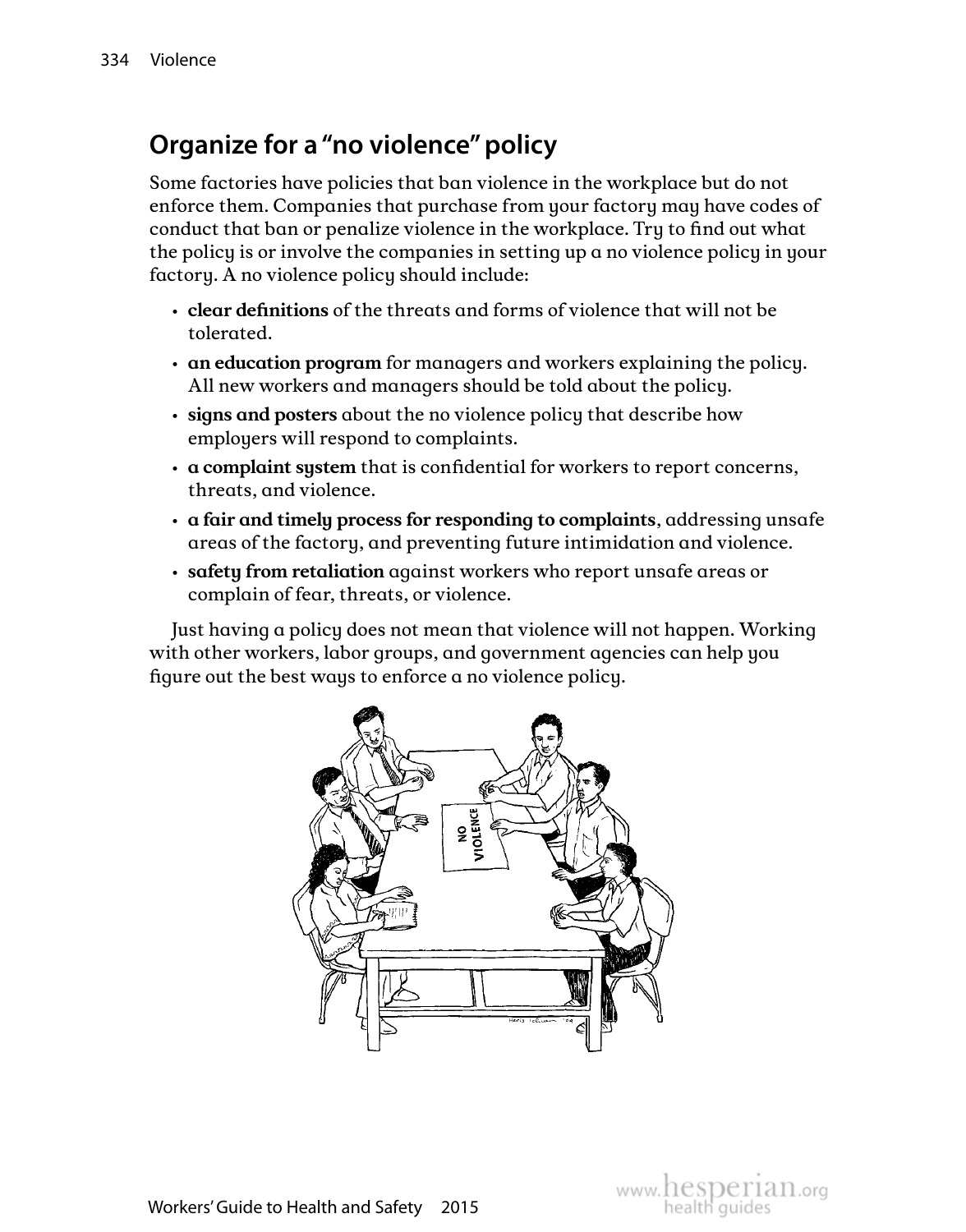## Organize for a "no violence" policy

Some factories have policies that ban violence in the workplace but do not enforce them. Companies that purchase from your factory may have codes of conduct that ban or penalize violence in the workplace. Try to find out what the policy is or involve the companies in setting up a no violence policy in your factory. A no violence policy should include:

- **clear definitions** of the threats and forms of violence that will not be tolerated.
- **an education program** for managers and workers explaining the policy. All new workers and managers should be told about the policy.
- **signs and posters** about the no violence policy that describe how employers will respond to complaints.
- **a complaint system** that is confidential for workers to report concerns, threats, and violence.
- **a fair and timely process for responding to complaints**, addressing unsafe areas of the factory, and preventing future intimidation and violence.
- **safety from retaliation** against workers who report unsafe areas or complain of fear, threats, or violence.

Just having a policy does not mean that violence will not happen. Working with other workers, labor groups, and government agencies can help you figure out the best ways to enforce a no violence policy.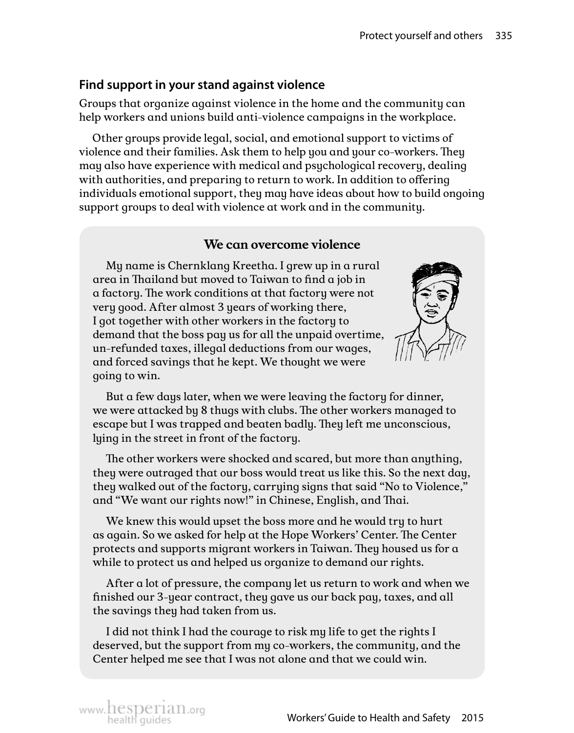## Find support in your stand against violence

Groups that organize against violence in the home and the community can help workers and unions build anti-violence campaigns in the workplace.

Other groups provide legal, social, and emotional support to victims of violence and their families. Ask them to help you and your co-workers. They may also have experience with medical and psychological recovery, dealing with authorities, and preparing to return to work. In addition to offering individuals emotional support, they may have ideas about how to build ongoing support groups to deal with violence at work and in the community.

### We can overcome violence

My name is Chernklang Kreetha. I grew up in a rural area in Thailand but moved to Taiwan to find a job in a factory. The work conditions at that factory were not very good. After almost 3 years of working there, I got together with other workers in the factory to demand that the boss pay us for all the unpaid overtime, un-refunded taxes, illegal deductions from our wages, and forced savings that he kept. We thought we were going to win.

But a few days later, when we were leaving the factory for dinner, we were attacked by 8 thugs with clubs. The other workers managed to escape but I was trapped and beaten badly. They left me unconscious, lying in the street in front of the factory.

The other workers were shocked and scared, but more than anything, they were outraged that our boss would treat us like this. So the next day, they walked out of the factory, carrying signs that said "No to Violence," and "We want our rights now!" in Chinese, English, and Thai.

We knew this would upset the boss more and he would try to hurt as again. So we asked for help at the Hope Workers' Center. The Center protects and supports migrant workers in Taiwan. They housed us for a while to protect us and helped us organize to demand our rights.

After a lot of pressure, the company let us return to work and when we finished our 3-year contract, they gave us our back pay, taxes, and all the savings they had taken from us.

I did not think I had the courage to risk my life to get the rights I deserved, but the support from my co-workers, the community, and the Center helped me see that I was not alone and that we could win.